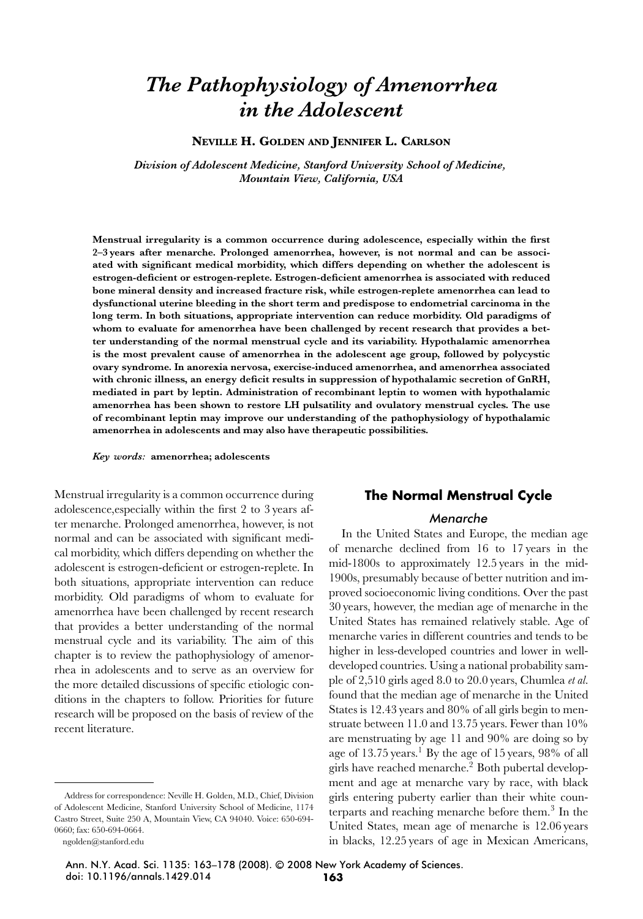# The Pathophysiology of Amenorrhea in the Adolescent

**NEVILLE H. GOLDEN AND JENNIFER L. CARLSON**

*Division of Adolescent Medicine, Stanford University School of Medicine, Mountain View, California, USA*

**Menstrual irregularity is a common occurrence during adolescence, especially within the first 2–3 years after menarche. Prolonged amenorrhea, however, is not normal and can be associated with significant medical morbidity, which differs depending on whether the adolescent is estrogen-deficient or estrogen-replete. Estrogen-deficient amenorrhea is associated with reduced bone mineral density and increased fracture risk, while estrogen-replete amenorrhea can lead to dysfunctional uterine bleeding in the short term and predispose to endometrial carcinoma in the long term. In both situations, appropriate intervention can reduce morbidity. Old paradigms of whom to evaluate for amenorrhea have been challenged by recent research that provides a better understanding of the normal menstrual cycle and its variability. Hypothalamic amenorrhea is the most prevalent cause of amenorrhea in the adolescent age group, followed by polycystic ovary syndrome. In anorexia nervosa, exercise-induced amenorrhea, and amenorrhea associated with chronic illness, an energy deficit results in suppression of hypothalamic secretion of GnRH, mediated in part by leptin. Administration of recombinant leptin to women with hypothalamic amenorrhea has been shown to restore LH pulsatility and ovulatory menstrual cycles. The use of recombinant leptin may improve our understanding of the pathophysiology of hypothalamic amenorrhea in adolescents and may also have therapeutic possibilities.**

***Key words:*** **amenorrhea; adolescents**

Menstrual irregularity is a common occurrence during adolescence,especially within the first 2 to 3 years after menarche. Prolonged amenorrhea, however, is not normal and can be associated with significant medical morbidity, which differs depending on whether the adolescent is estrogen-deficient or estrogen-replete. In both situations, appropriate intervention can reduce morbidity. Old paradigms of whom to evaluate for amenorrhea have been challenged by recent research that provides a better understanding of the normal menstrual cycle and its variability. The aim of this chapter is to review the pathophysiology of amenorrhea in adolescents and to serve as an overview for the more detailed discussions of specific etiologic conditions in the chapters to follow. Priorities for future research will be proposed on the basis of review of the recent literature.

Address for correspondence: Neville H. Golden, M.D., Chief, Division of Adolescent Medicine, Stanford University School of Medicine, 1174 Castro Street, Suite 250 A, Mountain View, CA 94040. Voice: 650-694-0660; fax: 650-694-0664.
ngolden@stanford.edu

## The Normal Menstrual Cycle

### Menarche

In the United States and Europe, the median age of menarche declined from 16 to 17 years in the mid-1800s to approximately 12.5 years in the mid-1900s, presumably because of better nutrition and improved socioeconomic living conditions. Over the past 30 years, however, the median age of menarche in the United States has remained relatively stable. Age of menarche varies in different countries and tends to be higher in less-developed countries and lower in well-developed countries. Using a national probability sample of 2,510 girls aged 8.0 to 20.0 years, Chumlea *et al.* found that the median age of menarche in the United States is 12.43 years and 80% of all girls begin to menstruate between 11.0 and 13.75 years. Fewer than 10% are menstruating by age 11 and 90% are doing so by age of 13.75 years.[1] By the age of 15 years, 98% of all girls have reached menarche.[2] Both pubertal development and age at menarche vary by race, with black girls entering puberty earlier than their white counterparts and reaching menarche before them.[3] In the United States, mean age of menarche is 12.06 years in blacks, 12.25 years of age in Mexican Americans,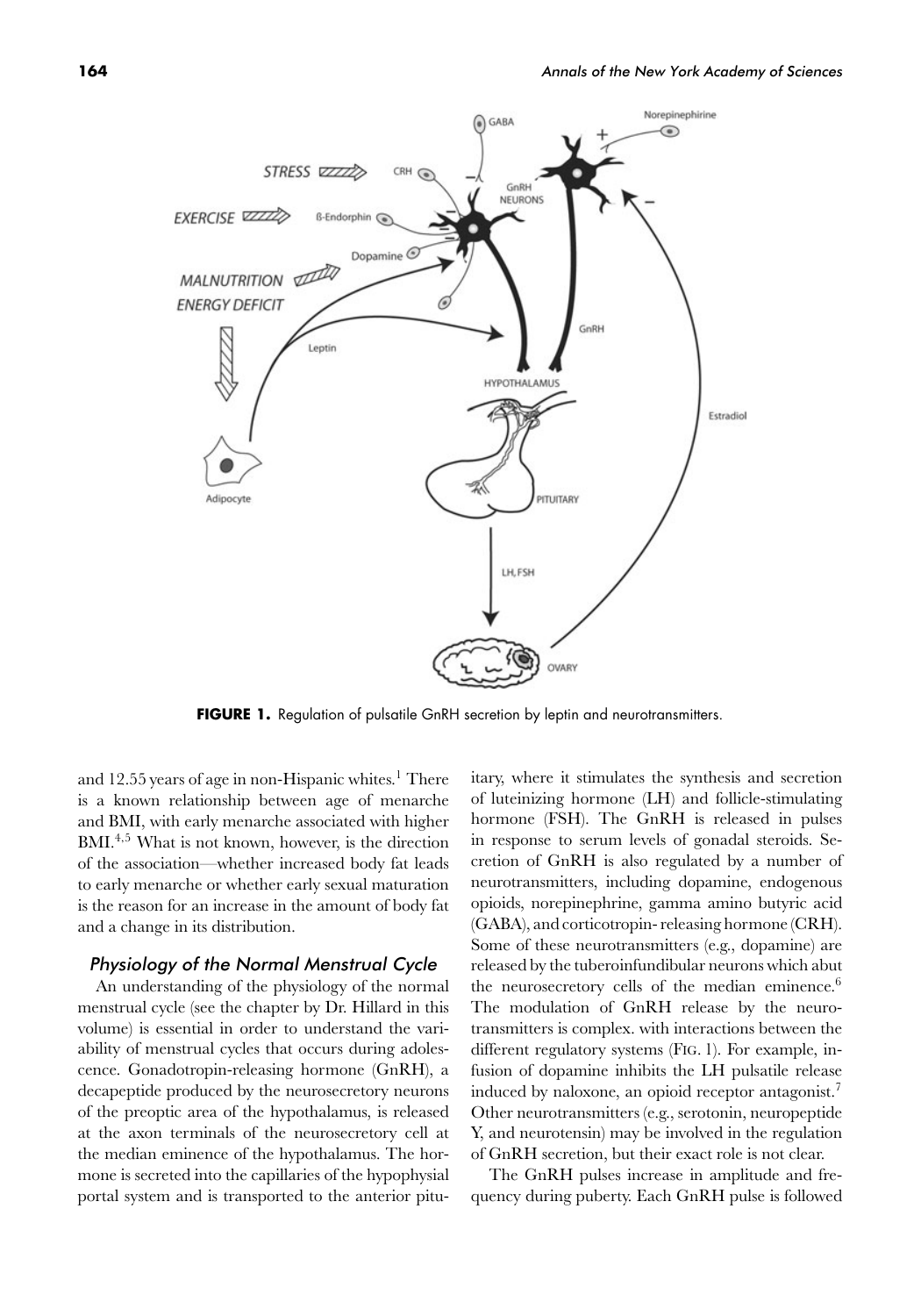**FIGURE 1.** Regulation of pulsatile GnRH secretion by leptin and neurotransmitters.

and 12.55 years of age in non-Hispanic whites.[1] There is a known relationship between age of menarche and BMI, with early menarche associated with higher BMI.[4,5] What is not known, however, is the direction of the association—whether increased body fat leads to early menarche or whether early sexual maturation is the reason for an increase in the amount of body fat and a change in its distribution.

### *Physiology of the Normal Menstrual Cycle*

An understanding of the physiology of the normal menstrual cycle (see the chapter by Dr. Hillard in this volume) is essential in order to understand the variability of menstrual cycles that occurs during adolescence. Gonadotropin-releasing hormone (GnRH), a decapeptide produced by the neurosecretory neurons of the preoptic area of the hypothalamus, is released at the axon terminals of the neurosecretory cell at the median eminence of the hypothalamus. The hormone is secreted into the capillaries of the hypophysial portal system and is transported to the anterior pituitary, where it stimulates the synthesis and secretion of luteinizing hormone (LH) and follicle-stimulating hormone (FSH). The GnRH is released in pulses in response to serum levels of gonadal steroids. Secretion of GnRH is also regulated by a number of neurotransmitters, including dopamine, endogenous opioids, norepinephrine, gamma amino butyric acid (GABA), and corticotropin- releasing hormone (CRH). Some of these neurotransmitters (e.g., dopamine) are released by the tuberoinfundibular neurons which abut the neurosecretory cells of the median eminence.[6] The modulation of GnRH release by the neurotransmitters is complex. with interactions between the different regulatory systems (FIG. 1). For example, infusion of dopamine inhibits the LH pulsatile release induced by naloxone, an opioid receptor antagonist.[7] Other neurotransmitters (e.g., serotonin, neuropeptide Y, and neurotensin) may be involved in the regulation of GnRH secretion, but their exact role is not clear.

The GnRH pulses increase in amplitude and frequency during puberty. Each GnRH pulse is followed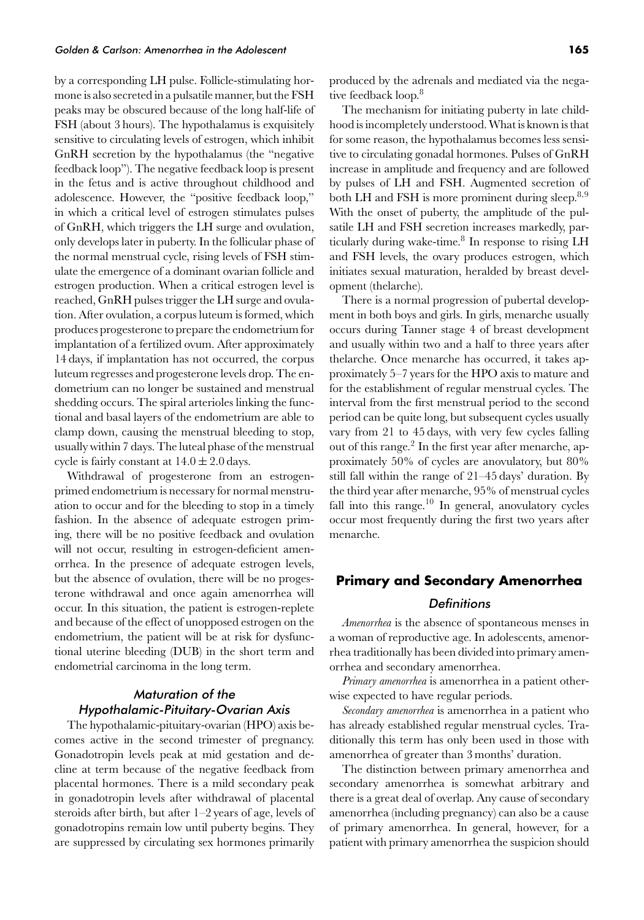by a corresponding LH pulse. Follicle-stimulating hormone is also secreted in a pulsatile manner, but the FSH peaks may be obscured because of the long half-life of FSH (about 3 hours). The hypothalamus is exquisitely sensitive to circulating levels of estrogen, which inhibit GnRH secretion by the hypothalamus (the "negative feedback loop"). The negative feedback loop is present in the fetus and is active throughout childhood and adolescence. However, the "positive feedback loop," in which a critical level of estrogen stimulates pulses of GnRH, which triggers the LH surge and ovulation, only develops later in puberty. In the follicular phase of the normal menstrual cycle, rising levels of FSH stimulate the emergence of a dominant ovarian follicle and estrogen production. When a critical estrogen level is reached, GnRH pulses trigger the LH surge and ovulation. After ovulation, a corpus luteum is formed, which produces progesterone to prepare the endometrium for implantation of a fertilized ovum. After approximately 14 days, if implantation has not occurred, the corpus luteum regresses and progesterone levels drop. The endometrium can no longer be sustained and menstrual shedding occurs. The spiral arterioles linking the functional and basal layers of the endometrium are able to clamp down, causing the menstrual bleeding to stop, usually within 7 days. The luteal phase of the menstrual cycle is fairly constant at $14.0 \pm 2.0$ days.

Withdrawal of progesterone from an estrogen-primed endometrium is necessary for normal menstruation to occur and for the bleeding to stop in a timely fashion. In the absence of adequate estrogen priming, there will be no positive feedback and ovulation will not occur, resulting in estrogen-deficient amenorrhea. In the presence of adequate estrogen levels, but the absence of ovulation, there will be no progesterone withdrawal and once again amenorrhea will occur. In this situation, the patient is estrogen-replete and because of the effect of unopposed estrogen on the endometrium, the patient will be at risk for dysfunctional uterine bleeding (DUB) in the short term and endometrial carcinoma in the long term.

### *Maturation of the Hypothalamic-Pituitary-Ovarian Axis*

The hypothalamic-pituitary-ovarian (HPO) axis becomes active in the second trimester of pregnancy. Gonadotropin levels peak at mid gestation and decline at term because of the negative feedback from placental hormones. There is a mild secondary peak in gonadotropin levels after withdrawal of placental steroids after birth, but after 1–2 years of age, levels of gonadotropins remain low until puberty begins. They are suppressed by circulating sex hormones primarily produced by the adrenals and mediated via the negative feedback loop.[8]

The mechanism for initiating puberty in late childhood is incompletely understood. What is known is that for some reason, the hypothalamus becomes less sensitive to circulating gonadal hormones. Pulses of GnRH increase in amplitude and frequency and are followed by pulses of LH and FSH. Augmented secretion of both LH and FSH is more prominent during sleep.[8,9] With the onset of puberty, the amplitude of the pulsatile LH and FSH secretion increases markedly, particularly during wake-time.[8] In response to rising LH and FSH levels, the ovary produces estrogen, which initiates sexual maturation, heralded by breast development (thelarche).

There is a normal progression of pubertal development in both boys and girls. In girls, menarche usually occurs during Tanner stage 4 of breast development and usually within two and a half to three years after thelarche. Once menarche has occurred, it takes approximately 5–7 years for the HPO axis to mature and for the establishment of regular menstrual cycles. The interval from the first menstrual period to the second period can be quite long, but subsequent cycles usually vary from 21 to 45 days, with very few cycles falling out of this range.[2] In the first year after menarche, approximately 50% of cycles are anovulatory, but 80% still fall within the range of 21–45 days' duration. By the third year after menarche, 95% of menstrual cycles fall into this range.[10] In general, anovulatory cycles occur most frequently during the first two years after menarche.

## Primary and Secondary Amenorrhea

### *Definitions*

*Amenorrhea* is the absence of spontaneous menses in a woman of reproductive age. In adolescents, amenorrhea traditionally has been divided into primary amenorrhea and secondary amenorrhea.

*Primary amenorrhea* is amenorrhea in a patient otherwise expected to have regular periods.

*Secondary amenorrhea* is amenorrhea in a patient who has already established regular menstrual cycles. Traditionally this term has only been used in those with amenorrhea of greater than 3 months' duration.

The distinction between primary amenorrhea and secondary amenorrhea is somewhat arbitrary and there is a great deal of overlap. Any cause of secondary amenorrhea (including pregnancy) can also be a cause of primary amenorrhea. In general, however, for a patient with primary amenorrhea the suspicion should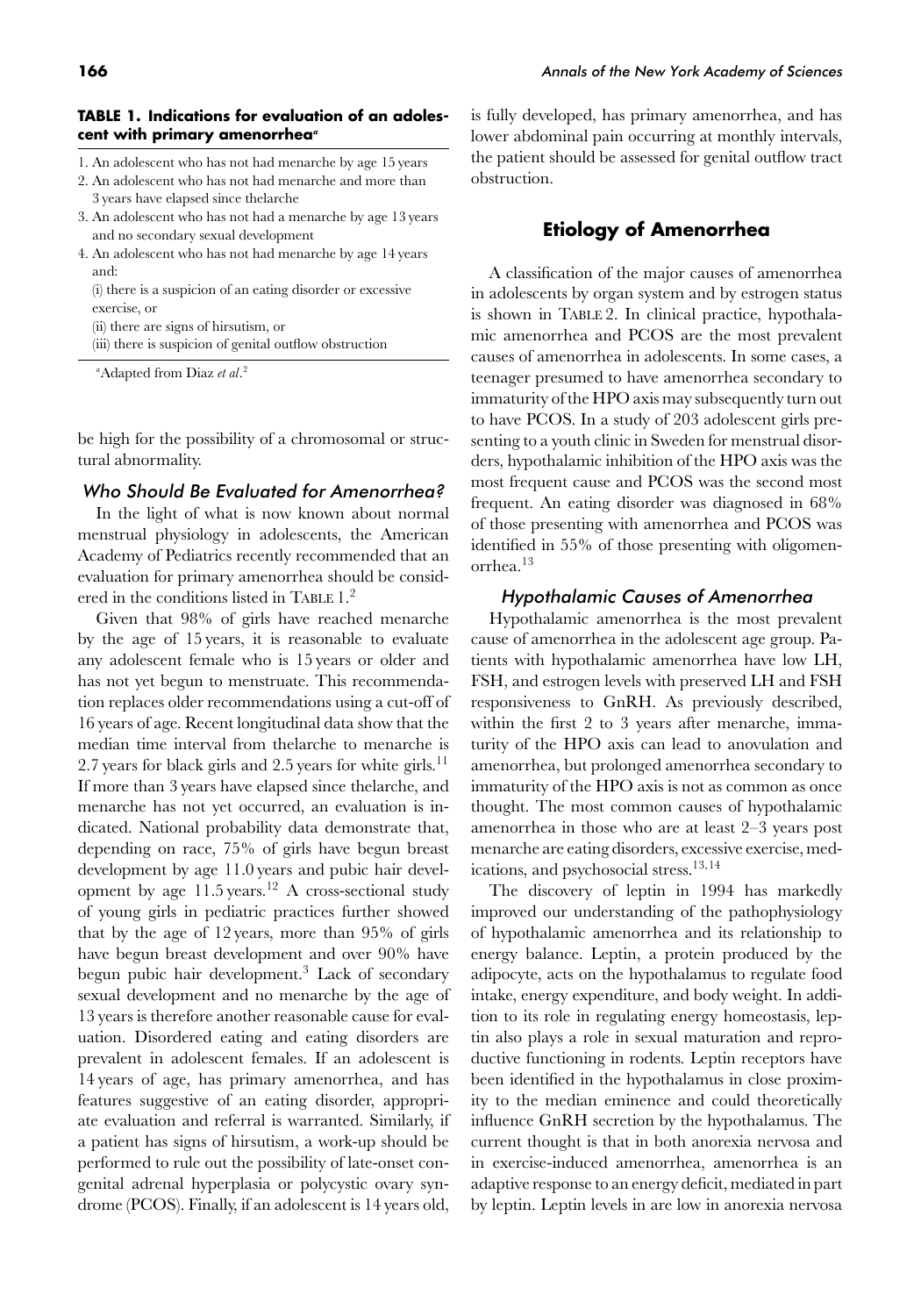**TABLE 1. Indications for evaluation of an adolescent with primary amenorrhea**[a]

1. An adolescent who has not had menarche by age 15 years
2. An adolescent who has not had menarche and more than 3 years have elapsed since thelarche
3. An adolescent who has not had a menarche by age 13 years and no secondary sexual development
4. An adolescent who has not had menarche by age 14 years and:
   (i) there is a suspicion of an eating disorder or excessive exercise, or
   (ii) there are signs of hirsutism, or
   (iii) there is suspicion of genital outflow obstruction

[a]Adapted from Diaz *et al*.[2]

be high for the possibility of a chromosomal or structural abnormality.

### *Who Should Be Evaluated for Amenorrhea?*

In the light of what is now known about normal menstrual physiology in adolescents, the American Academy of Pediatrics recently recommended that an evaluation for primary amenorrhea should be considered in the conditions listed in TABLE 1.[2]

Given that 98% of girls have reached menarche by the age of 15 years, it is reasonable to evaluate any adolescent female who is 15 years or older and has not yet begun to menstruate. This recommendation replaces older recommendations using a cut-off of 16 years of age. Recent longitudinal data show that the median time interval from thelarche to menarche is 2.7 years for black girls and 2.5 years for white girls.[11] If more than 3 years have elapsed since thelarche, and menarche has not yet occurred, an evaluation is indicated. National probability data demonstrate that, depending on race, 75% of girls have begun breast development by age 11.0 years and pubic hair development by age 11.5 years.[12] A cross-sectional study of young girls in pediatric practices further showed that by the age of 12 years, more than 95% of girls have begun breast development and over 90% have begun pubic hair development.[3] Lack of secondary sexual development and no menarche by the age of 13 years is therefore another reasonable cause for evaluation. Disordered eating and eating disorders are prevalent in adolescent females. If an adolescent is 14 years of age, has primary amenorrhea, and has features suggestive of an eating disorder, appropriate evaluation and referral is warranted. Similarly, if a patient has signs of hirsutism, a work-up should be performed to rule out the possibility of late-onset congenital adrenal hyperplasia or polycystic ovary syndrome (PCOS). Finally, if an adolescent is 14 years old, is fully developed, has primary amenorrhea, and has lower abdominal pain occurring at monthly intervals, the patient should be assessed for genital outflow tract obstruction.

## Etiology of Amenorrhea

A classification of the major causes of amenorrhea in adolescents by organ system and by estrogen status is shown in TABLE 2. In clinical practice, hypothalamic amenorrhea and PCOS are the most prevalent causes of amenorrhea in adolescents. In some cases, a teenager presumed to have amenorrhea secondary to immaturity of the HPO axis may subsequently turn out to have PCOS. In a study of 203 adolescent girls presenting to a youth clinic in Sweden for menstrual disorders, hypothalamic inhibition of the HPO axis was the most frequent cause and PCOS was the second most frequent. An eating disorder was diagnosed in 68% of those presenting with amenorrhea and PCOS was identified in 55% of those presenting with oligomenorrhea.[13]

### *Hypothalamic Causes of Amenorrhea*

Hypothalamic amenorrhea is the most prevalent cause of amenorrhea in the adolescent age group. Patients with hypothalamic amenorrhea have low LH, FSH, and estrogen levels with preserved LH and FSH responsiveness to GnRH. As previously described, within the first 2 to 3 years after menarche, immaturity of the HPO axis can lead to anovulation and amenorrhea, but prolonged amenorrhea secondary to immaturity of the HPO axis is not as common as once thought. The most common causes of hypothalamic amenorrhea in those who are at least 2–3 years post menarche are eating disorders, excessive exercise, medications, and psychosocial stress.[13,14]

The discovery of leptin in 1994 has markedly improved our understanding of the pathophysiology of hypothalamic amenorrhea and its relationship to energy balance. Leptin, a protein produced by the adipocyte, acts on the hypothalamus to regulate food intake, energy expenditure, and body weight. In addition to its role in regulating energy homeostasis, leptin also plays a role in sexual maturation and reproductive functioning in rodents. Leptin receptors have been identified in the hypothalamus in close proximity to the median eminence and could theoretically influence GnRH secretion by the hypothalamus. The current thought is that in both anorexia nervosa and in exercise-induced amenorrhea, amenorrhea is an adaptive response to an energy deficit, mediated in part by leptin. Leptin levels in are low in anorexia nervosa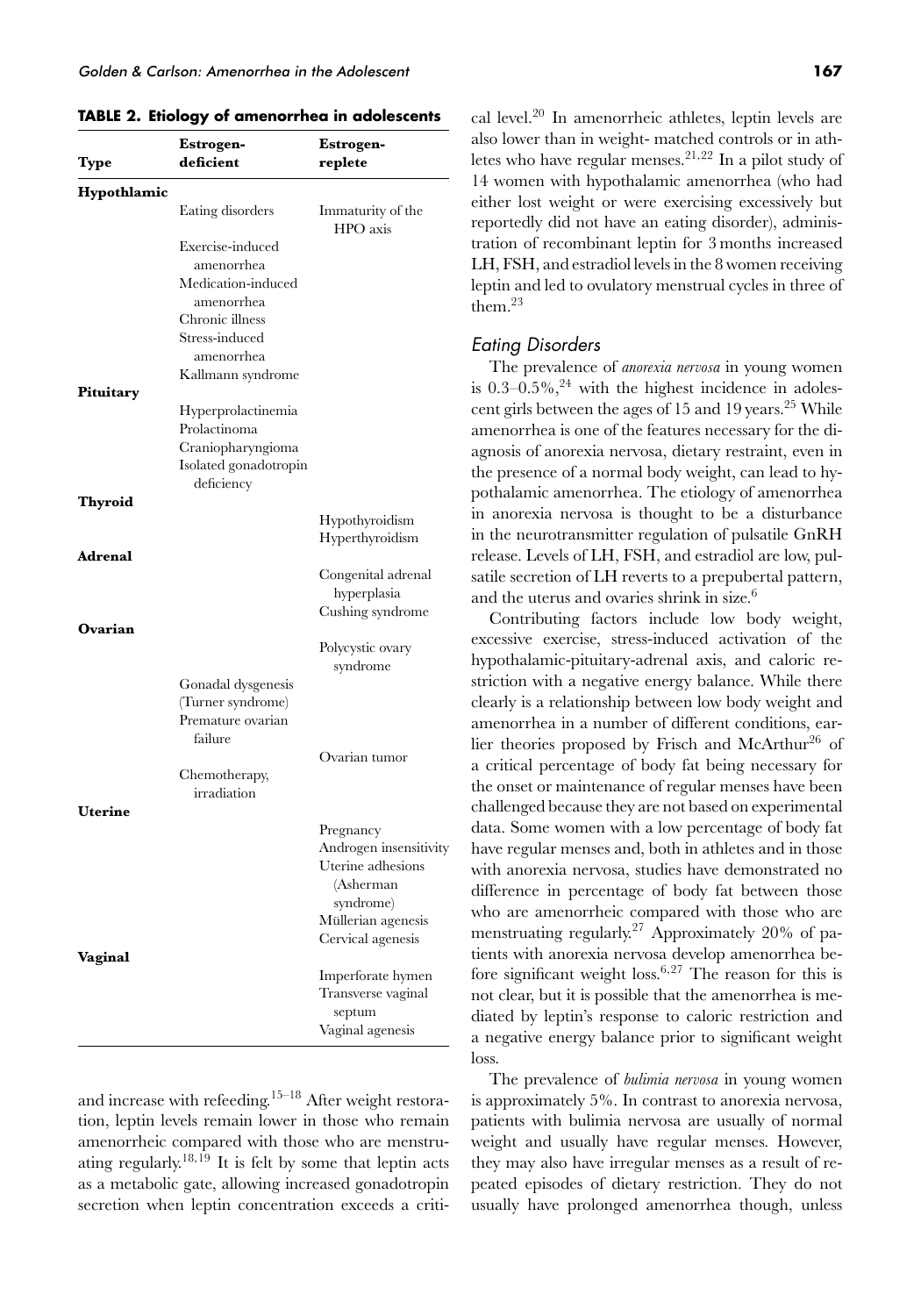**TABLE 2. Etiology of amenorrhea in adolescents**

| Type | Estrogen-deficient | Estrogen-replete |
|---|---|---|
| **Hypothlamic** | | |
| | Eating disorders | Immaturity of the HPO axis |
| | Exercise-induced amenorrhea | |
| | Medication-induced amenorrhea | |
| | Chronic illness | |
| | Stress-induced amenorrhea | |
| | Kallmann syndrome | |
| **Pituitary** | | |
| | Hyperprolactinemia | |
| | Prolactinoma | |
| | Craniopharyngioma | |
| | Isolated gonadotropin deficiency | |
| **Thyroid** | | |
| | | Hypothyroidism |
| | | Hyperthyroidism |
| **Adrenal** | | |
| | | Congenital adrenal hyperplasia |
| | | Cushing syndrome |
| **Ovarian** | | |
| | | Polycystic ovary syndrome |
| | Gonadal dysgenesis (Turner syndrome) | |
| | Premature ovarian failure | |
| | | Ovarian tumor |
| | Chemotherapy, irradiation | |
| **Uterine** | | |
| | | Pregnancy |
| | | Androgen insensitivity |
| | | Uterine adhesions (Asherman syndrome) |
| | | Müllerian agenesis |
| | | Cervical agenesis |
| **Vaginal** | | |
| | | Imperforate hymen |
| | | Transverse vaginal septum |
| | | Vaginal agenesis |

and increase with refeeding.[15–18] After weight restoration, leptin levels remain lower in those who remain amenorrheic compared with those who are menstruating regularly.[18,19] It is felt by some that leptin acts as a metabolic gate, allowing increased gonadotropin secretion when leptin concentration exceeds a critical level.[20] In amenorrheic athletes, leptin levels are also lower than in weight- matched controls or in athletes who have regular menses.[21,22] In a pilot study of 14 women with hypothalamic amenorrhea (who had either lost weight or were exercising excessively but reportedly did not have an eating disorder), administration of recombinant leptin for 3 months increased LH, FSH, and estradiol levels in the 8 women receiving leptin and led to ovulatory menstrual cycles in three of them.[23]

### Eating Disorders

The prevalence of *anorexia nervosa* in young women is 0.3–0.5%,[24] with the highest incidence in adolescent girls between the ages of 15 and 19 years.[25] While amenorrhea is one of the features necessary for the diagnosis of anorexia nervosa, dietary restraint, even in the presence of a normal body weight, can lead to hypothalamic amenorrhea. The etiology of amenorrhea in anorexia nervosa is thought to be a disturbance in the neurotransmitter regulation of pulsatile GnRH release. Levels of LH, FSH, and estradiol are low, pulsatile secretion of LH reverts to a prepubertal pattern, and the uterus and ovaries shrink in size.[6]

Contributing factors include low body weight, excessive exercise, stress-induced activation of the hypothalamic-pituitary-adrenal axis, and caloric restriction with a negative energy balance. While there clearly is a relationship between low body weight and amenorrhea in a number of different conditions, earlier theories proposed by Frisch and McArthur[26] of a critical percentage of body fat being necessary for the onset or maintenance of regular menses have been challenged because they are not based on experimental data. Some women with a low percentage of body fat have regular menses and, both in athletes and in those with anorexia nervosa, studies have demonstrated no difference in percentage of body fat between those who are amenorrheic compared with those who are menstruating regularly.[27] Approximately 20% of patients with anorexia nervosa develop amenorrhea before significant weight loss.[6,27] The reason for this is not clear, but it is possible that the amenorrhea is mediated by leptin's response to caloric restriction and a negative energy balance prior to significant weight loss.

The prevalence of *bulimia nervosa* in young women is approximately 5%. In contrast to anorexia nervosa, patients with bulimia nervosa are usually of normal weight and usually have regular menses. However, they may also have irregular menses as a result of repeated episodes of dietary restriction. They do not usually have prolonged amenorrhea though, unless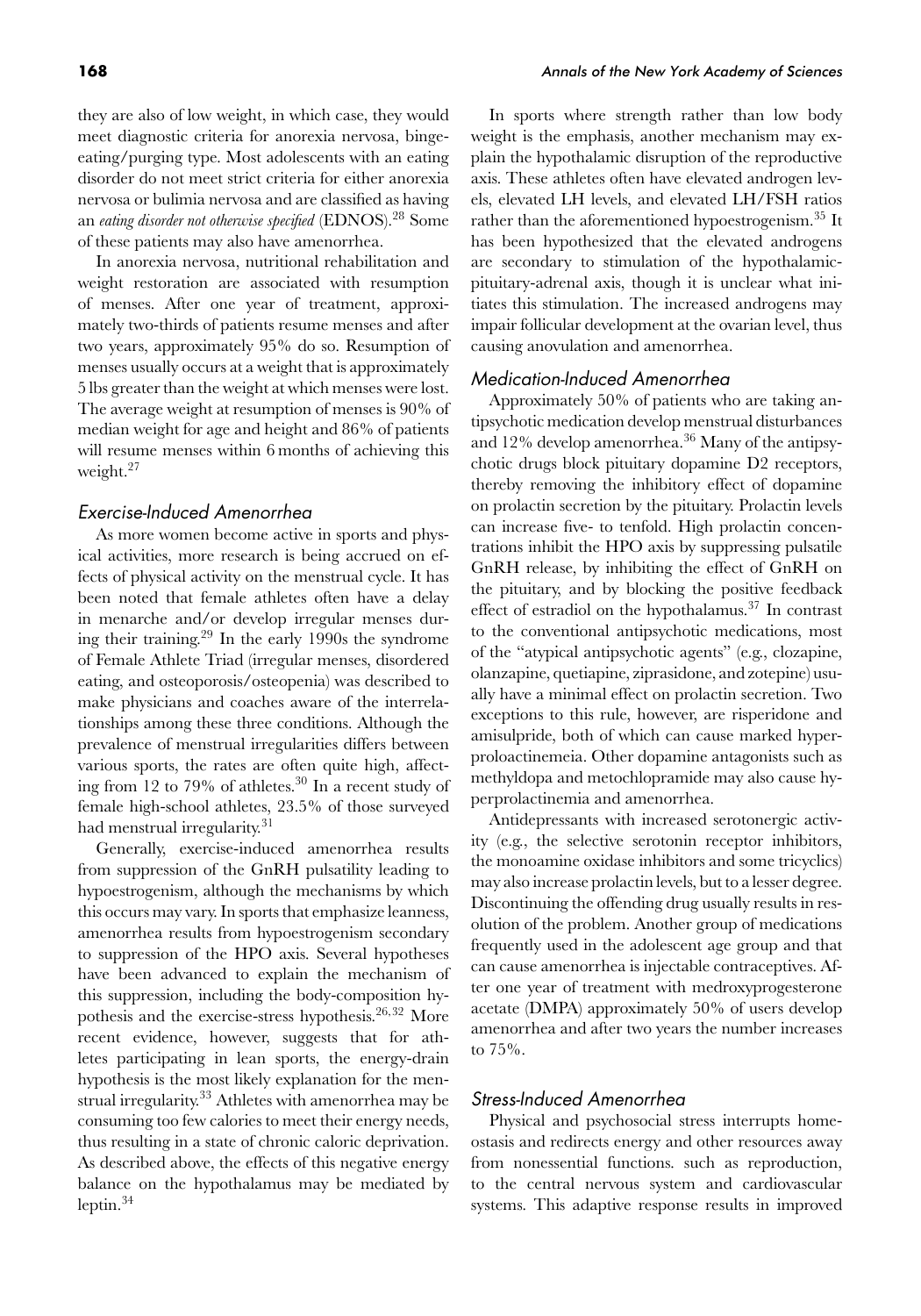they are also of low weight, in which case, they would meet diagnostic criteria for anorexia nervosa, binge-eating/purging type. Most adolescents with an eating disorder do not meet strict criteria for either anorexia nervosa or bulimia nervosa and are classified as having an *eating disorder not otherwise specified* (EDNOS).[28] Some of these patients may also have amenorrhea.

In anorexia nervosa, nutritional rehabilitation and weight restoration are associated with resumption of menses. After one year of treatment, approximately two-thirds of patients resume menses and after two years, approximately 95% do so. Resumption of menses usually occurs at a weight that is approximately 5 lbs greater than the weight at which menses were lost. The average weight at resumption of menses is 90% of median weight for age and height and 86% of patients will resume menses within 6 months of achieving this weight.[27]

### *Exercise-Induced Amenorrhea*

As more women become active in sports and physical activities, more research is being accrued on effects of physical activity on the menstrual cycle. It has been noted that female athletes often have a delay in menarche and/or develop irregular menses during their training.[29] In the early 1990s the syndrome of Female Athlete Triad (irregular menses, disordered eating, and osteoporosis/osteopenia) was described to make physicians and coaches aware of the interrelationships among these three conditions. Although the prevalence of menstrual irregularities differs between various sports, the rates are often quite high, affecting from 12 to 79% of athletes.[30] In a recent study of female high-school athletes, 23.5% of those surveyed had menstrual irregularity.[31]

Generally, exercise-induced amenorrhea results from suppression of the GnRH pulsatility leading to hypoestrogenism, although the mechanisms by which this occurs may vary. In sports that emphasize leanness, amenorrhea results from hypoestrogenism secondary to suppression of the HPO axis. Several hypotheses have been advanced to explain the mechanism of this suppression, including the body-composition hypothesis and the exercise-stress hypothesis.[26,32] More recent evidence, however, suggests that for athletes participating in lean sports, the energy-drain hypothesis is the most likely explanation for the menstrual irregularity.[33] Athletes with amenorrhea may be consuming too few calories to meet their energy needs, thus resulting in a state of chronic caloric deprivation. As described above, the effects of this negative energy balance on the hypothalamus may be mediated by leptin.[34]

In sports where strength rather than low body weight is the emphasis, another mechanism may explain the hypothalamic disruption of the reproductive axis. These athletes often have elevated androgen levels, elevated LH levels, and elevated LH/FSH ratios rather than the aforementioned hypoestrogenism.[35] It has been hypothesized that the elevated androgens are secondary to stimulation of the hypothalamic-pituitary-adrenal axis, though it is unclear what initiates this stimulation. The increased androgens may impair follicular development at the ovarian level, thus causing anovulation and amenorrhea.

### *Medication-Induced Amenorrhea*

Approximately 50% of patients who are taking antipsychotic medication develop menstrual disturbances and 12% develop amenorrhea.[36] Many of the antipsychotic drugs block pituitary dopamine D2 receptors, thereby removing the inhibitory effect of dopamine on prolactin secretion by the pituitary. Prolactin levels can increase five- to tenfold. High prolactin concentrations inhibit the HPO axis by suppressing pulsatile GnRH release, by inhibiting the effect of GnRH on the pituitary, and by blocking the positive feedback effect of estradiol on the hypothalamus.[37] In contrast to the conventional antipsychotic medications, most of the "atypical antipsychotic agents" (e.g., clozapine, olanzapine, quetiapine, ziprasidone, and zotepine) usually have a minimal effect on prolactin secretion. Two exceptions to this rule, however, are risperidone and amisulpride, both of which can cause marked hyperproloactinemeia. Other dopamine antagonists such as methyldopa and metochlopramide may also cause hyperprolactinemia and amenorrhea.

Antidepressants with increased serotonergic activity (e.g., the selective serotonin receptor inhibitors, the monoamine oxidase inhibitors and some tricyclics) may also increase prolactin levels, but to a lesser degree. Discontinuing the offending drug usually results in resolution of the problem. Another group of medications frequently used in the adolescent age group and that can cause amenorrhea is injectable contraceptives. After one year of treatment with medroxyprogesterone acetate (DMPA) approximately 50% of users develop amenorrhea and after two years the number increases to 75%.

### *Stress-Induced Amenorrhea*

Physical and psychosocial stress interrupts homeostasis and redirects energy and other resources away from nonessential functions. such as reproduction, to the central nervous system and cardiovascular systems. This adaptive response results in improved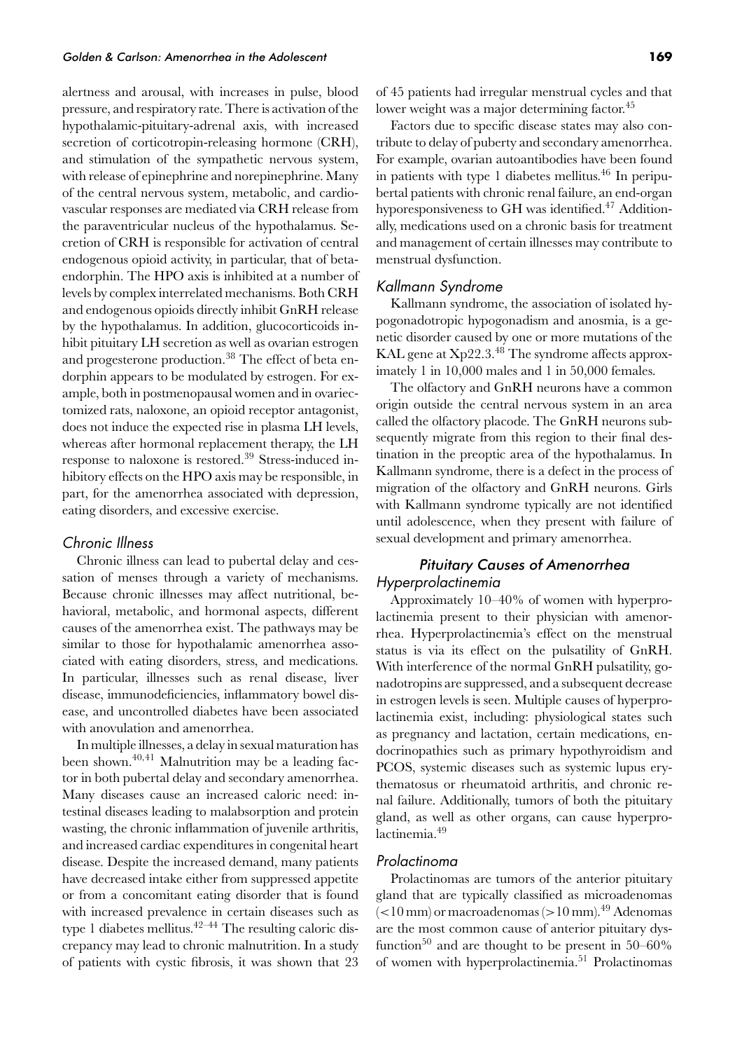alertness and arousal, with increases in pulse, blood pressure, and respiratory rate. There is activation of the hypothalamic-pituitary-adrenal axis, with increased secretion of corticotropin-releasing hormone (CRH), and stimulation of the sympathetic nervous system, with release of epinephrine and norepinephrine. Many of the central nervous system, metabolic, and cardiovascular responses are mediated via CRH release from the paraventricular nucleus of the hypothalamus. Secretion of CRH is responsible for activation of central endogenous opioid activity, in particular, that of beta-endorphin. The HPO axis is inhibited at a number of levels by complex interrelated mechanisms. Both CRH and endogenous opioids directly inhibit GnRH release by the hypothalamus. In addition, glucocorticoids inhibit pituitary LH secretion as well as ovarian estrogen and progesterone production.[38] The effect of beta endorphin appears to be modulated by estrogen. For example, both in postmenopausal women and in ovariectomized rats, naloxone, an opioid receptor antagonist, does not induce the expected rise in plasma LH levels, whereas after hormonal replacement therapy, the LH response to naloxone is restored.[39] Stress-induced inhibitory effects on the HPO axis may be responsible, in part, for the amenorrhea associated with depression, eating disorders, and excessive exercise.

### *Chronic Illness*

Chronic illness can lead to pubertal delay and cessation of menses through a variety of mechanisms. Because chronic illnesses may affect nutritional, behavioral, metabolic, and hormonal aspects, different causes of the amenorrhea exist. The pathways may be similar to those for hypothalamic amenorrhea associated with eating disorders, stress, and medications. In particular, illnesses such as renal disease, liver disease, immunodeficiencies, inflammatory bowel disease, and uncontrolled diabetes have been associated with anovulation and amenorrhea.

In multiple illnesses, a delay in sexual maturation has been shown.[40,41] Malnutrition may be a leading factor in both pubertal delay and secondary amenorrhea. Many diseases cause an increased caloric need: intestinal diseases leading to malabsorption and protein wasting, the chronic inflammation of juvenile arthritis, and increased cardiac expenditures in congenital heart disease. Despite the increased demand, many patients have decreased intake either from suppressed appetite or from a concomitant eating disorder that is found with increased prevalence in certain diseases such as type 1 diabetes mellitus.[42–44] The resulting caloric discrepancy may lead to chronic malnutrition. In a study of patients with cystic fibrosis, it was shown that 23 of 45 patients had irregular menstrual cycles and that lower weight was a major determining factor.[45]

Factors due to specific disease states may also contribute to delay of puberty and secondary amenorrhea. For example, ovarian autoantibodies have been found in patients with type 1 diabetes mellitus.[46] In peripubertal patients with chronic renal failure, an end-organ hyporesponsiveness to GH was identified.[47] Additionally, medications used on a chronic basis for treatment and management of certain illnesses may contribute to menstrual dysfunction.

### *Kallmann Syndrome*

Kallmann syndrome, the association of isolated hypogonadotropic hypogonadism and anosmia, is a genetic disorder caused by one or more mutations of the KAL gene at Xp22.3.[48] The syndrome affects approximately 1 in 10,000 males and 1 in 50,000 females.

The olfactory and GnRH neurons have a common origin outside the central nervous system in an area called the olfactory placode. The GnRH neurons subsequently migrate from this region to their final destination in the preoptic area of the hypothalamus. In Kallmann syndrome, there is a defect in the process of migration of the olfactory and GnRH neurons. Girls with Kallmann syndrome typically are not identified until adolescence, when they present with failure of sexual development and primary amenorrhea.

## *Pituitary Causes of Amenorrhea*

### *Hyperprolactinemia*

Approximately 10–40% of women with hyperprolactinemia present to their physician with amenorrhea. Hyperprolactinemia's effect on the menstrual status is via its effect on the pulsatility of GnRH. With interference of the normal GnRH pulsatility, gonadotropins are suppressed, and a subsequent decrease in estrogen levels is seen. Multiple causes of hyperprolactinemia exist, including: physiological states such as pregnancy and lactation, certain medications, endocrinopathies such as primary hypothyroidism and PCOS, systemic diseases such as systemic lupus erythematosus or rheumatoid arthritis, and chronic renal failure. Additionally, tumors of both the pituitary gland, as well as other organs, can cause hyperprolactinemia.[49]

### *Prolactinoma*

Prolactinomas are tumors of the anterior pituitary gland that are typically classified as microadenomas (<10 mm) or macroadenomas (>10 mm).[49] Adenomas are the most common cause of anterior pituitary dysfunction[50] and are thought to be present in 50–60% of women with hyperprolactinemia.[51] Prolactinomas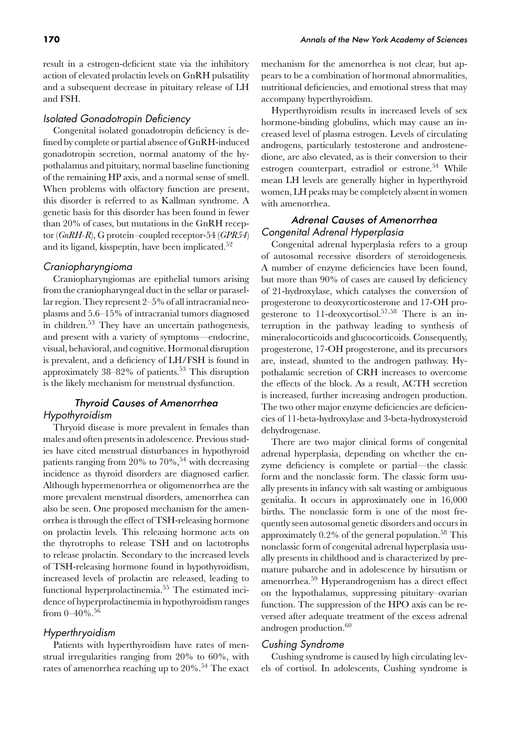result in a estrogen-deficient state via the inhibitory action of elevated prolactin levels on GnRH pulsatility and a subsequent decrease in pituitary release of LH and FSH.

### Isolated Gonadotropin Deficiency

Congenital isolated gonadotropin deficiency is defined by complete or partial absence of GnRH-induced gonadotropin secretion, normal anatomy of the hypothalamus and pituitary, normal baseline functioning of the remaining HP axis, and a normal sense of smell. When problems with olfactory function are present, this disorder is referred to as Kallman syndrome. A genetic basis for this disorder has been found in fewer than 20% of cases, but mutations in the GnRH receptor (*GnRH-R*), G protein–coupled receptor-54 (*GPR54*) and its ligand, kisspeptin, have been implicated.[52]

### Craniopharyngioma

Craniopharyngiomas are epithelial tumors arising from the craniopharyngeal duct in the sellar or parasellar region. They represent 2–5% of all intracranial neoplasms and 5.6–15% of intracranial tumors diagnosed in children.[53] They have an uncertain pathogenesis, and present with a variety of symptoms—endocrine, visual, behavioral, and cognitive. Hormonal disruption is prevalent, and a deficiency of LH/FSH is found in approximately 38–82% of patients.[53] This disruption is the likely mechanism for menstrual dysfunction.

## Thyroid Causes of Amenorrhea

### Hypothyroidism

Thryoid disease is more prevalent in females than males and often presents in adolescence. Previous studies have cited menstrual disturbances in hypothyroid patients ranging from 20% to 70%,[54] with decreasing incidence as thyroid disorders are diagnosed earlier. Although hypermenorrhea or oligomenorrhea are the more prevalent menstrual disorders, amenorrhea can also be seen. One proposed mechanism for the amenorrhea is through the effect of TSH-releasing hormone on prolactin levels. This releasing hormone acts on the thyrotrophs to release TSH and on lactotrophs to release prolactin. Secondary to the increased levels of TSH-releasing hormone found in hypothyroidism, increased levels of prolactin are released, leading to functional hyperprolactinemia.[55] The estimated incidence of hyperprolactinemia in hypothyroidism ranges from 0–40%.[56]

### Hyperthryoidism

Patients with hyperthyroidism have rates of menstrual irregularities ranging from 20% to 60%, with rates of amenorrhea reaching up to 20%.[54] The exact mechanism for the amenorrhea is not clear, but appears to be a combination of hormonal abnormalities, nutritional deficiencies, and emotional stress that may accompany hyperthyroidism.

Hyperthyroidism results in increased levels of sex hormone-binding globulins, which may cause an increased level of plasma estrogen. Levels of circulating androgens, particularly testosterone and androstenedione, are also elevated, as is their conversion to their estrogen counterpart, estradiol or estrone.[54] While mean LH levels are generally higher in hyperthyroid women, LH peaks may be completely absent in women with amenorrhea.

## Adrenal Causes of Amenorrhea

### Congenital Adrenal Hyperplasia

Congenital adrenal hyperplasia refers to a group of autosomal recessive disorders of steroidogenesis. A number of enzyme deficiencies have been found, but more than 90% of cases are caused by deficiency of 21-hydroxylase, which catalyses the conversion of progesterone to deoxycorticosterone and 17-OH progesterone to 11-deoxycortisol.[57,58] There is an interruption in the pathway leading to synthesis of mineralocorticoids and glucocorticoids. Consequently, progesterone, 17-OH progesterone, and its precursors are, instead, shunted to the androgen pathway. Hypothalamic secretion of CRH increases to overcome the effects of the block. As a result, ACTH secretion is increased, further increasing androgen production. The two other major enzyme deficiencies are deficiencies of 11-beta-hydroxylase and 3-beta-hydroxysteroid dehydrogenase.

There are two major clinical forms of congenital adrenal hyperplasia, depending on whether the enzyme deficiency is complete or partial—the classic form and the nonclassic form. The classic form usually presents in infancy with salt wasting or ambiguous genitalia. It occurs in approximately one in 16,000 births. The nonclassic form is one of the most frequently seen autosomal genetic disorders and occurs in approximately 0.2% of the general population.[58] This nonclassic form of congenital adrenal hyperplasia usually presents in childhood and is characterized by premature pubarche and in adolescence by hirsutism or amenorrhea.[59] Hyperandrogenism has a direct effect on the hypothalamus, suppressing pituitary–ovarian function. The suppression of the HPO axis can be reversed after adequate treatment of the excess adrenal androgen production.[60]

### Cushing Syndrome

Cushing syndrome is caused by high circulating levels of cortisol. In adolescents, Cushing syndrome is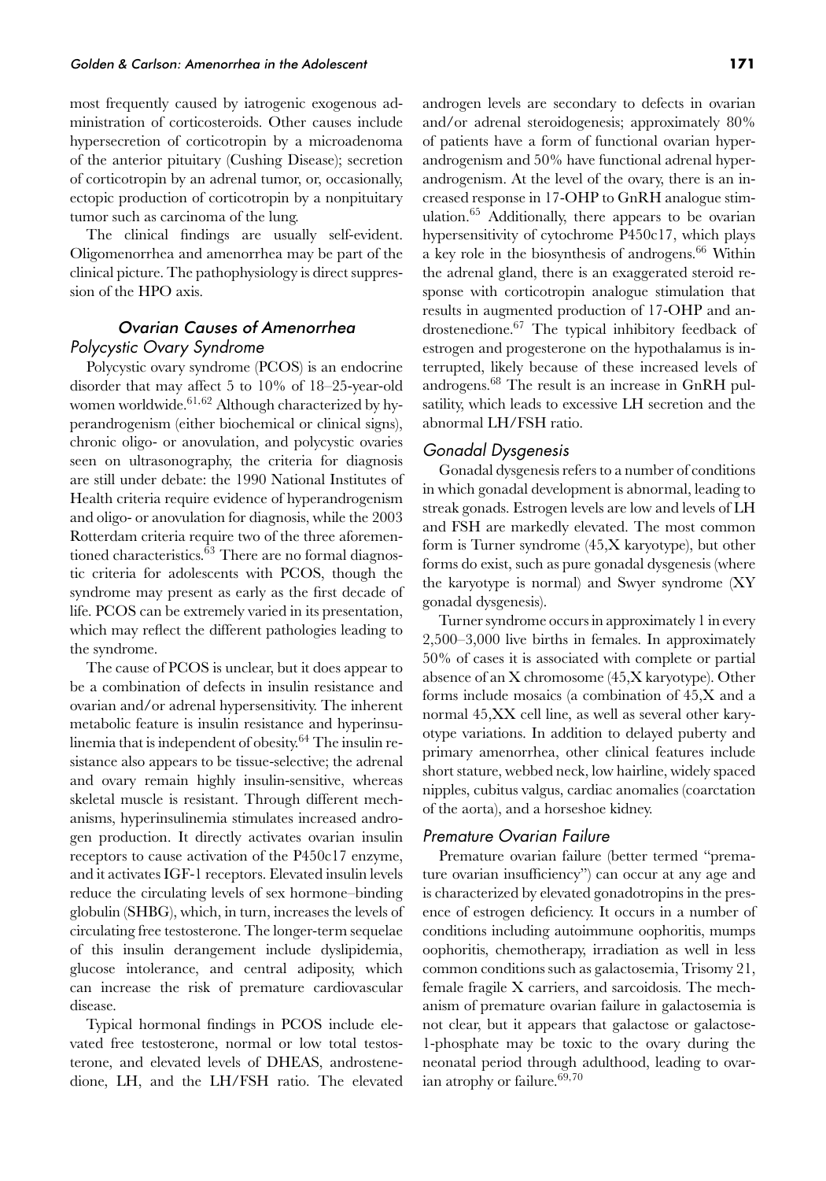most frequently caused by iatrogenic exogenous administration of corticosteroids. Other causes include hypersecretion of corticotropin by a microadenoma of the anterior pituitary (Cushing Disease); secretion of corticotropin by an adrenal tumor, or, occasionally, ectopic production of corticotropin by a nonpituitary tumor such as carcinoma of the lung.

The clinical findings are usually self-evident. Oligomenorrhea and amenorrhea may be part of the clinical picture. The pathophysiology is direct suppression of the HPO axis.

## *Ovarian Causes of Amenorrhea*

### *Polycystic Ovary Syndrome*

Polycystic ovary syndrome (PCOS) is an endocrine disorder that may affect 5 to 10% of 18–25-year-old women worldwide.[61,62] Although characterized by hyperandrogenism (either biochemical or clinical signs), chronic oligo- or anovulation, and polycystic ovaries seen on ultrasonography, the criteria for diagnosis are still under debate: the 1990 National Institutes of Health criteria require evidence of hyperandrogenism and oligo- or anovulation for diagnosis, while the 2003 Rotterdam criteria require two of the three aforementioned characteristics.[63] There are no formal diagnostic criteria for adolescents with PCOS, though the syndrome may present as early as the first decade of life. PCOS can be extremely varied in its presentation, which may reflect the different pathologies leading to the syndrome.

The cause of PCOS is unclear, but it does appear to be a combination of defects in insulin resistance and ovarian and/or adrenal hypersensitivity. The inherent metabolic feature is insulin resistance and hyperinsulinemia that is independent of obesity.[64] The insulin resistance also appears to be tissue-selective; the adrenal and ovary remain highly insulin-sensitive, whereas skeletal muscle is resistant. Through different mechanisms, hyperinsulinemia stimulates increased androgen production. It directly activates ovarian insulin receptors to cause activation of the P450c17 enzyme, and it activates IGF-1 receptors. Elevated insulin levels reduce the circulating levels of sex hormone–binding globulin (SHBG), which, in turn, increases the levels of circulating free testosterone. The longer-term sequelae of this insulin derangement include dyslipidemia, glucose intolerance, and central adiposity, which can increase the risk of premature cardiovascular disease.

Typical hormonal findings in PCOS include elevated free testosterone, normal or low total testosterone, and elevated levels of DHEAS, androstenedione, LH, and the LH/FSH ratio. The elevated androgen levels are secondary to defects in ovarian and/or adrenal steroidogenesis; approximately 80% of patients have a form of functional ovarian hyperandrogenism and 50% have functional adrenal hyperandrogenism. At the level of the ovary, there is an increased response in 17-OHP to GnRH analogue stimulation.[65] Additionally, there appears to be ovarian hypersensitivity of cytochrome P450c17, which plays a key role in the biosynthesis of androgens.[66] Within the adrenal gland, there is an exaggerated steroid response with corticotropin analogue stimulation that results in augmented production of 17-OHP and androstenedione.[67] The typical inhibitory feedback of estrogen and progesterone on the hypothalamus is interrupted, likely because of these increased levels of androgens.[68] The result is an increase in GnRH pulsatility, which leads to excessive LH secretion and the abnormal LH/FSH ratio.

### *Gonadal Dysgenesis*

Gonadal dysgenesis refers to a number of conditions in which gonadal development is abnormal, leading to streak gonads. Estrogen levels are low and levels of LH and FSH are markedly elevated. The most common form is Turner syndrome (45,X karyotype), but other forms do exist, such as pure gonadal dysgenesis (where the karyotype is normal) and Swyer syndrome (XY gonadal dysgenesis).

Turner syndrome occurs in approximately 1 in every 2,500–3,000 live births in females. In approximately 50% of cases it is associated with complete or partial absence of an X chromosome (45,X karyotype). Other forms include mosaics (a combination of 45,X and a normal 45,XX cell line, as well as several other karyotype variations. In addition to delayed puberty and primary amenorrhea, other clinical features include short stature, webbed neck, low hairline, widely spaced nipples, cubitus valgus, cardiac anomalies (coarctation of the aorta), and a horseshoe kidney.

### *Premature Ovarian Failure*

Premature ovarian failure (better termed "premature ovarian insufficiency") can occur at any age and is characterized by elevated gonadotropins in the presence of estrogen deficiency. It occurs in a number of conditions including autoimmune oophoritis, mumps oophoritis, chemotherapy, irradiation as well in less common conditions such as galactosemia, Trisomy 21, female fragile X carriers, and sarcoidosis. The mechanism of premature ovarian failure in galactosemia is not clear, but it appears that galactose or galactose-1-phosphate may be toxic to the ovary during the neonatal period through adulthood, leading to ovarian atrophy or failure.[69,70]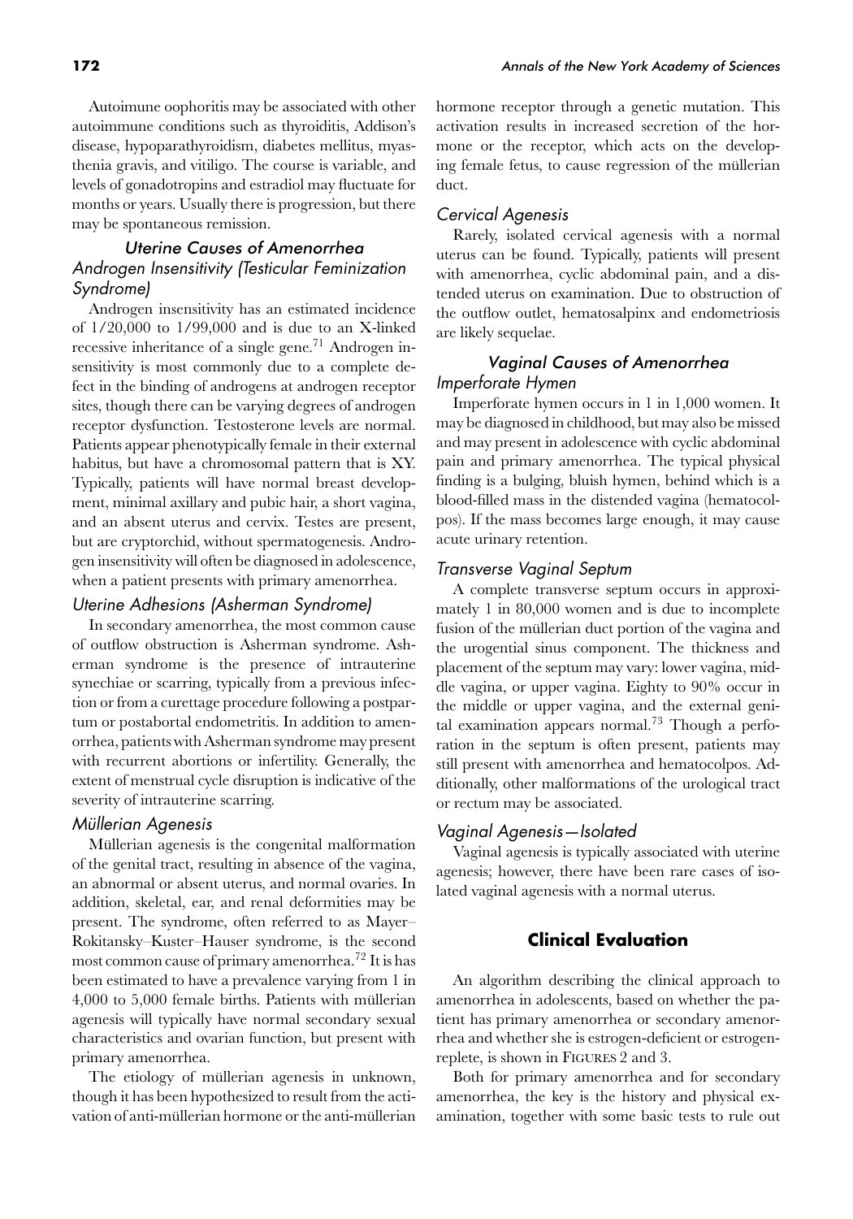Autoimune oophoritis may be associated with other autoimmune conditions such as thyroiditis, Addison's disease, hypoparathyroidism, diabetes mellitus, myasthenia gravis, and vitiligo. The course is variable, and levels of gonadotropins and estradiol may fluctuate for months or years. Usually there is progression, but there may be spontaneous remission.

## Uterine Causes of Amenorrhea

### Androgen Insensitivity (Testicular Feminization Syndrome)

Androgen insensitivity has an estimated incidence of 1/20,000 to 1/99,000 and is due to an X-linked recessive inheritance of a single gene.[71] Androgen insensitivity is most commonly due to a complete defect in the binding of androgens at androgen receptor sites, though there can be varying degrees of androgen receptor dysfunction. Testosterone levels are normal. Patients appear phenotypically female in their external habitus, but have a chromosomal pattern that is XY. Typically, patients will have normal breast development, minimal axillary and pubic hair, a short vagina, and an absent uterus and cervix. Testes are present, but are cryptorchid, without spermatogenesis. Androgen insensitivity will often be diagnosed in adolescence, when a patient presents with primary amenorrhea.

### Uterine Adhesions (Asherman Syndrome)

In secondary amenorrhea, the most common cause of outflow obstruction is Asherman syndrome. Asherman syndrome is the presence of intrauterine synechiae or scarring, typically from a previous infection or from a curettage procedure following a postpartum or postabortal endometritis. In addition to amenorrhea, patients with Asherman syndrome may present with recurrent abortions or infertility. Generally, the extent of menstrual cycle disruption is indicative of the severity of intrauterine scarring.

### Müllerian Agenesis

Müllerian agenesis is the congenital malformation of the genital tract, resulting in absence of the vagina, an abnormal or absent uterus, and normal ovaries. In addition, skeletal, ear, and renal deformities may be present. The syndrome, often referred to as Mayer–Rokitansky–Kuster–Hauser syndrome, is the second most common cause of primary amenorrhea.[72] It is has been estimated to have a prevalence varying from 1 in 4,000 to 5,000 female births. Patients with müllerian agenesis will typically have normal secondary sexual characteristics and ovarian function, but present with primary amenorrhea.

The etiology of müllerian agenesis in unknown, though it has been hypothesized to result from the activation of anti-müllerian hormone or the anti-müllerian hormone receptor through a genetic mutation. This activation results in increased secretion of the hormone or the receptor, which acts on the developing female fetus, to cause regression of the müllerian duct.

### Cervical Agenesis

Rarely, isolated cervical agenesis with a normal uterus can be found. Typically, patients will present with amenorrhea, cyclic abdominal pain, and a distended uterus on examination. Due to obstruction of the outflow outlet, hematosalpinx and endometriosis are likely sequelae.

## Vaginal Causes of Amenorrhea

### Imperforate Hymen

Imperforate hymen occurs in 1 in 1,000 women. It may be diagnosed in childhood, but may also be missed and may present in adolescence with cyclic abdominal pain and primary amenorrhea. The typical physical finding is a bulging, bluish hymen, behind which is a blood-filled mass in the distended vagina (hematocolpos). If the mass becomes large enough, it may cause acute urinary retention.

### Transverse Vaginal Septum

A complete transverse septum occurs in approximately 1 in 80,000 women and is due to incomplete fusion of the müllerian duct portion of the vagina and the urogential sinus component. The thickness and placement of the septum may vary: lower vagina, middle vagina, or upper vagina. Eighty to 90% occur in the middle or upper vagina, and the external genital examination appears normal.[73] Though a perforation in the septum is often present, patients may still present with amenorrhea and hematocolpos. Additionally, other malformations of the urological tract or rectum may be associated.

### Vaginal Agenesis—Isolated

Vaginal agenesis is typically associated with uterine agenesis; however, there have been rare cases of isolated vaginal agenesis with a normal uterus.

# Clinical Evaluation

An algorithm describing the clinical approach to amenorrhea in adolescents, based on whether the patient has primary amenorrhea or secondary amenorrhea and whether she is estrogen-deficient or estrogen-replete, is shown in FIGURES 2 and 3.

Both for primary amenorrhea and for secondary amenorrhea, the key is the history and physical examination, together with some basic tests to rule out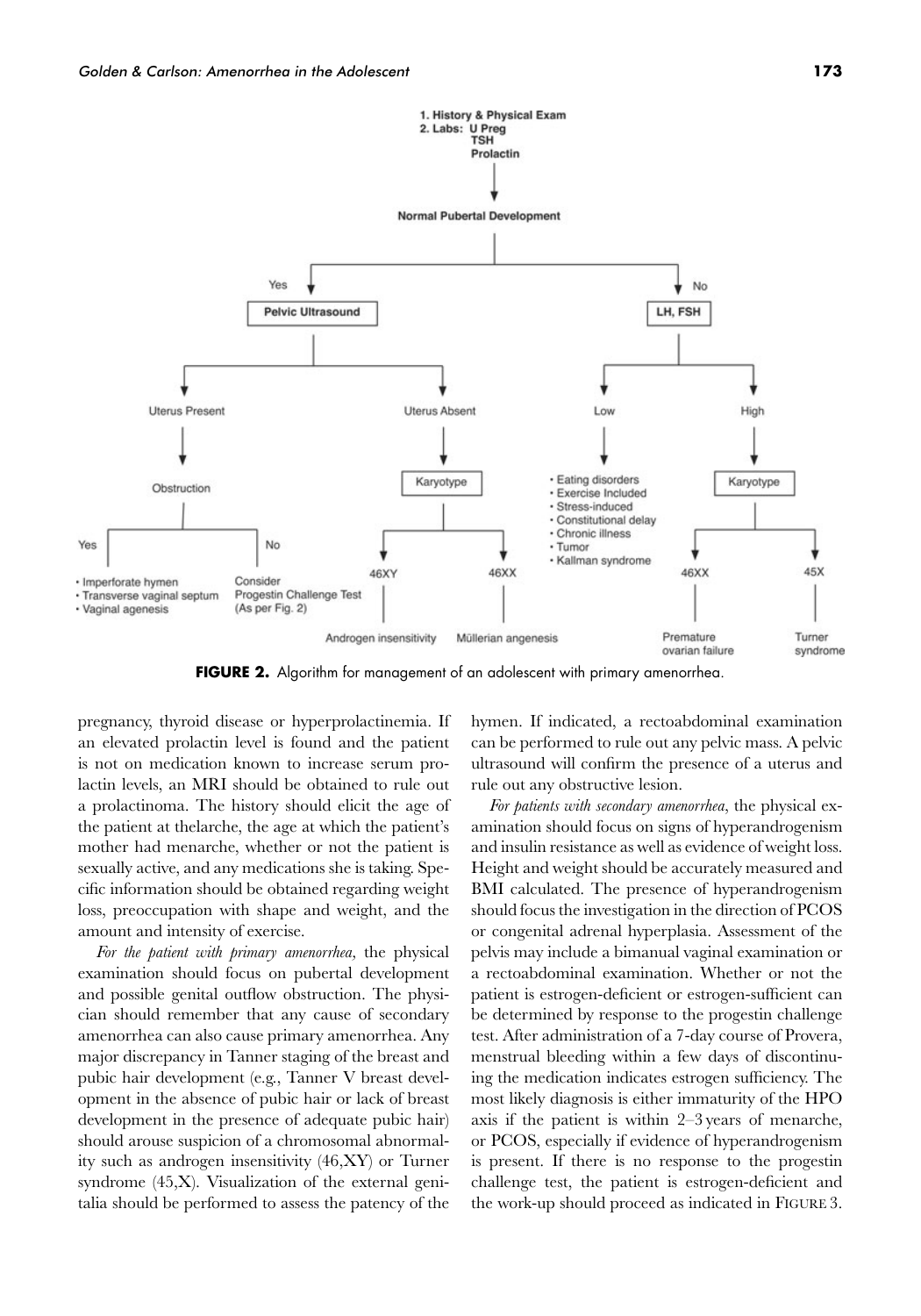1. History & Physical Exam
2. Labs: U Preg
   TSH
   Prolactin

**Normal Pubertal Development**

- **Yes** → **Pelvic Ultrasound**
  - Uterus Present → Obstruction
    - Yes
      - Imperforate hymen
      - Transverse vaginal septum
      - Vaginal agenesis
    - No → Consider Progestin Challenge Test (As per Fig. 2)
  - Uterus Absent → **Karyotype**
    - 46XY → Androgen insensitivity
    - 46XX → Müllerian angenesis
- **No** → **LH, FSH**
  - Low
    - Eating disorders
    - Exercise Included
    - Stress-induced
    - Constitutional delay
    - Chronic illness
    - Tumor
    - Kallman syndrome
  - High → **Karyotype**
    - 46XX → Premature ovarian failure
    - 45X → Turner syndrome

**FIGURE 2.** Algorithm for management of an adolescent with primary amenorrhea.

pregnancy, thyroid disease or hyperprolactinemia. If an elevated prolactin level is found and the patient is not on medication known to increase serum prolactin levels, an MRI should be obtained to rule out a prolactinoma. The history should elicit the age of the patient at thelarche, the age at which the patient's mother had menarche, whether or not the patient is sexually active, and any medications she is taking. Specific information should be obtained regarding weight loss, preoccupation with shape and weight, and the amount and intensity of exercise.

*For the patient with primary amenorrhea*, the physical examination should focus on pubertal development and possible genital outflow obstruction. The physician should remember that any cause of secondary amenorrhea can also cause primary amenorrhea. Any major discrepancy in Tanner staging of the breast and pubic hair development (e.g., Tanner V breast development in the absence of pubic hair or lack of breast development in the presence of adequate pubic hair) should arouse suspicion of a chromosomal abnormality such as androgen insensitivity (46,XY) or Turner syndrome (45,X). Visualization of the external genitalia should be performed to assess the patency of the hymen. If indicated, a rectoabdominal examination can be performed to rule out any pelvic mass. A pelvic ultrasound will confirm the presence of a uterus and rule out any obstructive lesion.

*For patients with secondary amenorrhea*, the physical examination should focus on signs of hyperandrogenism and insulin resistance as well as evidence of weight loss. Height and weight should be accurately measured and BMI calculated. The presence of hyperandrogenism should focus the investigation in the direction of PCOS or congenital adrenal hyperplasia. Assessment of the pelvis may include a bimanual vaginal examination or a rectoabdominal examination. Whether or not the patient is estrogen-deficient or estrogen-sufficient can be determined by response to the progestin challenge test. After administration of a 7-day course of Provera, menstrual bleeding within a few days of discontinuing the medication indicates estrogen sufficiency. The most likely diagnosis is either immaturity of the HPO axis if the patient is within 2–3 years of menarche, or PCOS, especially if evidence of hyperandrogenism is present. If there is no response to the progestin challenge test, the patient is estrogen-deficient and the work-up should proceed as indicated in FIGURE 3.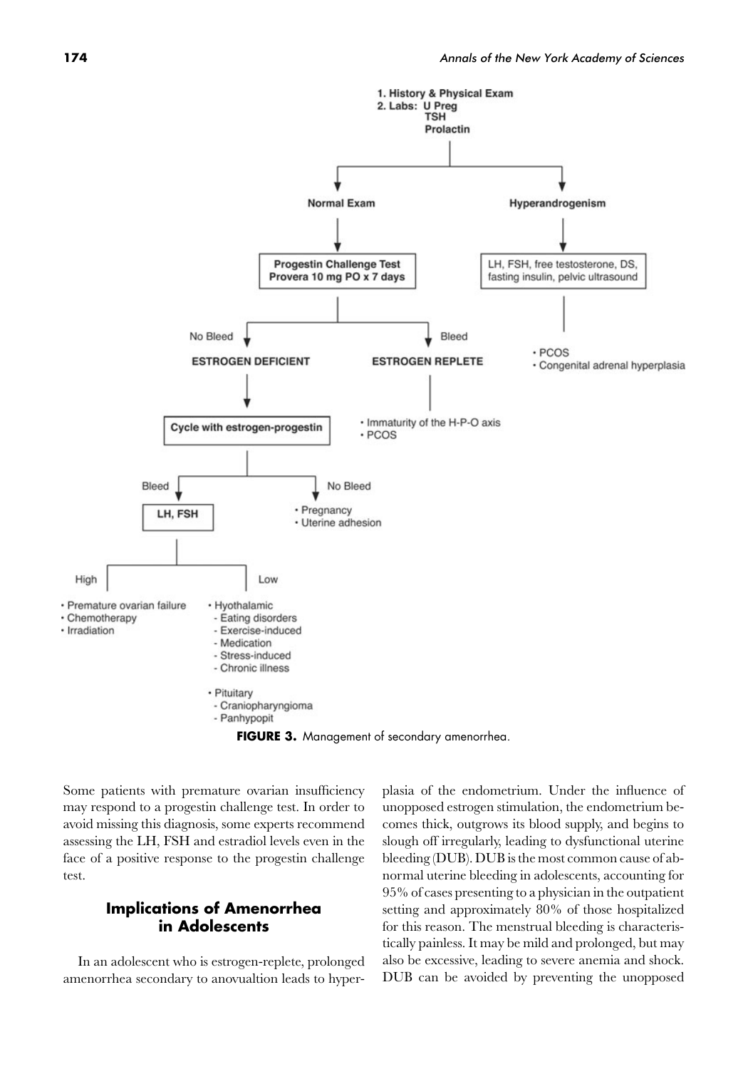1. History & Physical Exam
2. Labs: U Preg, TSH, Prolactin

- **Normal Exam**
  - **Progestin Challenge Test** — Provera 10 mg PO x 7 days
    - No Bleed → **ESTROGEN DEFICIENT**
      - **Cycle with estrogen-progestin**
        - Bleed → **LH, FSH**
          - High
            - Premature ovarian failure
            - Chemotherapy
            - Irradiation
          - Low
            - Hyothalamic
              - Eating disorders
              - Exercise-induced
              - Medication
              - Stress-induced
              - Chronic illness
            - Pituitary
              - Craniopharyngioma
              - Panhypopit
        - No Bleed
          - Pregnancy
          - Uterine adhesion
    - Bleed → **ESTROGEN REPLETE**
      - Immaturity of the H-P-O axis
      - PCOS
- **Hyperandrogenism**
  - LH, FSH, free testosterone, DS, fasting insulin, pelvic ultrasound
    - PCOS
    - Congenital adrenal hyperplasia

**FIGURE 3.** Management of secondary amenorrhea.

Some patients with premature ovarian insufficiency may respond to a progestin challenge test. In order to avoid missing this diagnosis, some experts recommend assessing the LH, FSH and estradiol levels even in the face of a positive response to the progestin challenge test.

## Implications of Amenorrhea in Adolescents

In an adolescent who is estrogen-replete, prolonged amenorrhea secondary to anovualtion leads to hyperplasia of the endometrium. Under the influence of unopposed estrogen stimulation, the endometrium becomes thick, outgrows its blood supply, and begins to slough off irregularly, leading to dysfunctional uterine bleeding (DUB). DUB is the most common cause of abnormal uterine bleeding in adolescents, accounting for 95% of cases presenting to a physician in the outpatient setting and approximately 80% of those hospitalized for this reason. The menstrual bleeding is characteristically painless. It may be mild and prolonged, but may also be excessive, leading to severe anemia and shock. DUB can be avoided by preventing the unopposed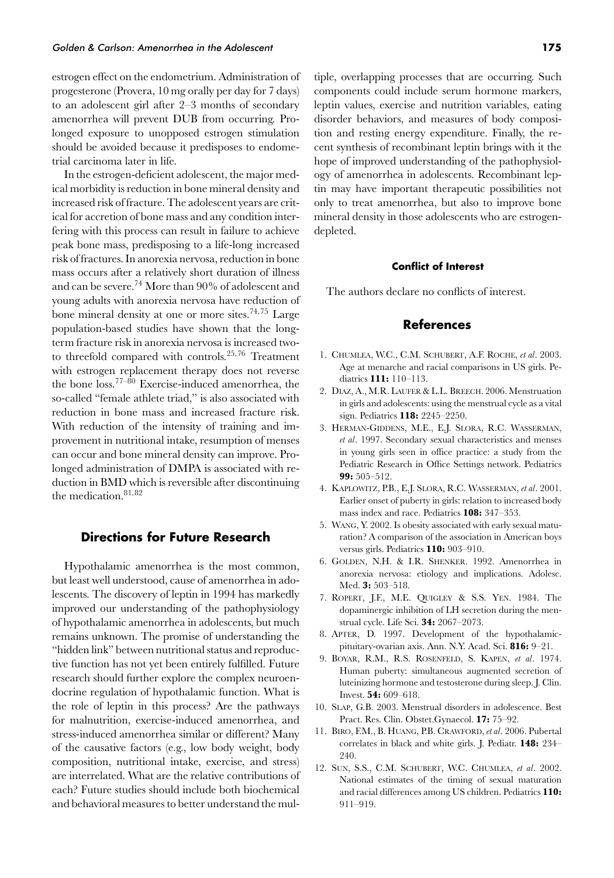estrogen effect on the endometrium. Administration of progesterone (Provera, 10 mg orally per day for 7 days) to an adolescent girl after 2–3 months of secondary amenorrhea will prevent DUB from occurring. Prolonged exposure to unopposed estrogen stimulation should be avoided because it predisposes to endometrial carcinoma later in life.

In the estrogen-deficient adolescent, the major medical morbidity is reduction in bone mineral density and increased risk of fracture. The adolescent years are critical for accretion of bone mass and any condition interfering with this process can result in failure to achieve peak bone mass, predisposing to a life-long increased risk of fractures. In anorexia nervosa, reduction in bone mass occurs after a relatively short duration of illness and can be severe.[74] More than 90% of adolescent and young adults with anorexia nervosa have reduction of bone mineral density at one or more sites.[74,75] Large population-based studies have shown that the long-term fracture risk in anorexia nervosa is increased two- to threefold compared with controls.[25,76] Treatment with estrogen replacement therapy does not reverse the bone loss.[77–80] Exercise-induced amenorrhea, the so-called "female athlete triad," is also associated with reduction in bone mass and increased fracture risk. With reduction of the intensity of training and improvement in nutritional intake, resumption of menses can occur and bone mineral density can improve. Prolonged administration of DMPA is associated with reduction in BMD which is reversible after discontinuing the medication.[81,82]

## Directions for Future Research

Hypothalamic amenorrhea is the most common, but least well understood, cause of amenorrhea in adolescents. The discovery of leptin in 1994 has markedly improved our understanding of the pathophysiology of hypothalamic amenorrhea in adolescents, but much remains unknown. The promise of understanding the "hidden link" between nutritional status and reproductive function has not yet been entirely fulfilled. Future research should further explore the complex neuroendocrine regulation of hypothalamic function. What is the role of leptin in this process? Are the pathways for malnutrition, exercise-induced amenorrhea, and stress-induced amenorrhea similar or different? Many of the causative factors (e.g., low body weight, body composition, nutritional intake, exercise, and stress) are interrelated. What are the relative contributions of each? Future studies should include both biochemical and behavioral measures to better understand the multiple, overlapping processes that are occurring. Such components could include serum hormone markers, leptin values, exercise and nutrition variables, eating disorder behaviors, and measures of body composition and resting energy expenditure. Finally, the recent synthesis of recombinant leptin brings with it the hope of improved understanding of the pathophysiology of amenorrhea in adolescents. Recombinant leptin may have important therapeutic possibilities not only to treat amenorrhea, but also to improve bone mineral density in those adolescents who are estrogen-depleted.

#### Conflict of Interest

The authors declare no conflicts of interest.

## References

1. Chumlea, W.C., C.M. Schubert, A.F. Roche, *et al*. 2003. Age at menarche and racial comparisons in US girls. Pediatrics **111:** 110–113.
2. Diaz, A., M.R. Laufer & L.L. Breech. 2006. Menstruation in girls and adolescents: using the menstrual cycle as a vital sign. Pediatrics **118:** 2245–2250.
3. Herman-Giddens, M.E., E.J. Slora, R.C. Wasserman, *et al*. 1997. Secondary sexual characteristics and menses in young girls seen in office practice: a study from the Pediatric Research in Office Settings network. Pediatrics **99:** 505–512.
4. Kaplowitz, P.B., E.J. Slora, R.C. Wasserman, *et al*. 2001. Earlier onset of puberty in girls: relation to increased body mass index and race. Pediatrics **108:** 347–353.
5. Wang, Y. 2002. Is obesity associated with early sexual maturation? A comparison of the association in American boys versus girls. Pediatrics **110:** 903–910.
6. Golden, N.H. & I.R. Shenker. 1992. Amenorrhea in anorexia nervosa: etiology and implications. Adolesc. Med. **3:** 503–518.
7. Ropert, J.F., M.E. Quigley & S.S. Yen. 1984. The dopaminergic inhibition of LH secretion during the menstrual cycle. Life Sci. **34:** 2067–2073.
8. Apter, D. 1997. Development of the hypothalamic-pituitary-ovarian axis. Ann. N.Y. Acad. Sci. **816:** 9–21.
9. Boyar, R.M., R.S. Rosenfeld, S. Kapen, *et al*. 1974. Human puberty: simultaneous augmented secretion of luteinizing hormone and testosterone during sleep. J. Clin. Invest. **54:** 609–618.
10. Slap, G.B. 2003. Menstrual disorders in adolescence. Best Pract. Res. Clin. Obstet.Gynaecol. **17:** 75–92.
11. Biro, F.M., B. Huang, P.B. Crawford, *et al*. 2006. Pubertal correlates in black and white girls. J. Pediatr. **148:** 234–240.
12. Sun, S.S., C.M. Schubert, W.C. Chumlea, *et al*. 2002. National estimates of the timing of sexual maturation and racial differences among US children. Pediatrics **110:** 911–919.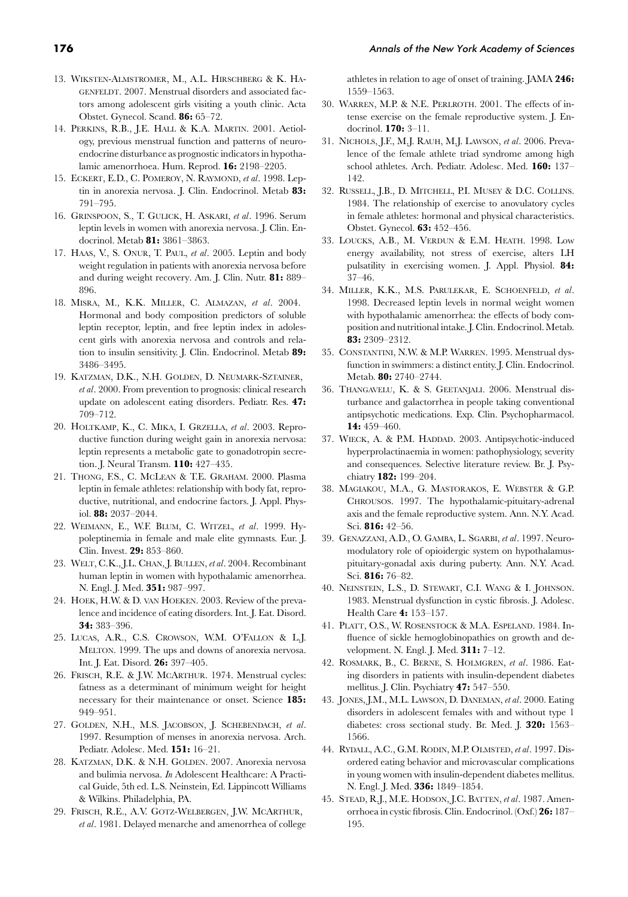13. Wiksten-Almstromer, M., A.L. Hirschberg & K. Hagenfeldt. 2007. Menstrual disorders and associated factors among adolescent girls visiting a youth clinic. Acta Obstet. Gynecol. Scand. **86:** 65–72.
14. Perkins, R.B., J.E. Hall & K.A. Martin. 2001. Aetiology, previous menstrual function and patterns of neuroendocrine disturbance as prognostic indicators in hypothalamic amenorrhoea. Hum. Reprod. **16:** 2198–2205.
15. Eckert, E.D., C. Pomeroy, N. Raymond, *et al*. 1998. Leptin in anorexia nervosa. J. Clin. Endocrinol. Metab **83:** 791–795.
16. Grinspoon, S., T. Gulick, H. Askari, *et al*. 1996. Serum leptin levels in women with anorexia nervosa. J. Clin. Endocrinol. Metab **81:** 3861–3863.
17. Haas, V., S. Onur, T. Paul, *et al*. 2005. Leptin and body weight regulation in patients with anorexia nervosa before and during weight recovery. Am. J. Clin. Nutr. **81:** 889–896.
18. Misra, M., K.K. Miller, C. Almazan, *et al*. 2004. Hormonal and body composition predictors of soluble leptin receptor, leptin, and free leptin index in adolescent girls with anorexia nervosa and controls and relation to insulin sensitivity. J. Clin. Endocrinol. Metab **89:** 3486–3495.
19. Katzman, D.K., N.H. Golden, D. Neumark-Sztainer, *et al*. 2000. From prevention to prognosis: clinical research update on adolescent eating disorders. Pediatr. Res. **47:** 709–712.
20. Holtkamp, K., C. Mika, I. Grzella, *et al*. 2003. Reproductive function during weight gain in anorexia nervosa: leptin represents a metabolic gate to gonadotropin secretion. J. Neural Transm. **110:** 427–435.
21. Thong, F.S., C. McLean & T.E. Graham. 2000. Plasma leptin in female athletes: relationship with body fat, reproductive, nutritional, and endocrine factors. J. Appl. Physiol. **88:** 2037–2044.
22. Weimann, E., W.F. Blum, C. Witzel, *et al*. 1999. Hypoleptinemia in female and male elite gymnasts. Eur. J. Clin. Invest. **29:** 853–860.
23. Welt, C.K., J.L. Chan, J. Bullen, *et al*. 2004. Recombinant human leptin in women with hypothalamic amenorrhea. N. Engl. J. Med. **351:** 987–997.
24. Hoek, H.W. & D. van Hoeken. 2003. Review of the prevalence and incidence of eating disorders. Int. J. Eat. Disord. **34:** 383–396.
25. Lucas, A.R., C.S. Crowson, W.M. O'Fallon & L.J. Melton. 1999. The ups and downs of anorexia nervosa. Int. J. Eat. Disord. **26:** 397–405.
26. Frisch, R.E. & J.W. McArthur. 1974. Menstrual cycles: fatness as a determinant of minimum weight for height necessary for their maintenance or onset. Science **185:** 949–951.
27. Golden, N.H., M.S. Jacobson, J. Schebendach, *et al*. 1997. Resumption of menses in anorexia nervosa. Arch. Pediatr. Adolesc. Med. **151:** 16–21.
28. Katzman, D.K. & N.H. Golden. 2007. Anorexia nervosa and bulimia nervosa. *In* Adolescent Healthcare: A Practical Guide, 5th ed. L.S. Neinstein, Ed. Lippincott Williams & Wilkins. Philadelphia, PA.
29. Frisch, R.E., A.V. Gotz-Welbergen, J.W. McArthur, *et al*. 1981. Delayed menarche and amenorrhea of college athletes in relation to age of onset of training. JAMA **246:** 1559–1563.
30. Warren, M.P. & N.E. Perlroth. 2001. The effects of intense exercise on the female reproductive system. J. Endocrinol. **170:** 3–11.
31. Nichols, J.F., M.J. Rauh, M.J. Lawson, *et al*. 2006. Prevalence of the female athlete triad syndrome among high school athletes. Arch. Pediatr. Adolesc. Med. **160:** 137–142.
32. Russell, J.B., D. Mitchell, P.I. Musey & D.C. Collins. 1984. The relationship of exercise to anovulatory cycles in female athletes: hormonal and physical characteristics. Obstet. Gynecol. **63:** 452–456.
33. Loucks, A.B., M. Verdun & E.M. Heath. 1998. Low energy availability, not stress of exercise, alters LH pulsatility in exercising women. J. Appl. Physiol. **84:** 37–46.
34. Miller, K.K., M.S. Parulekar, E. Schoenfeld, *et al*. 1998. Decreased leptin levels in normal weight women with hypothalamic amenorrhea: the effects of body composition and nutritional intake. J. Clin. Endocrinol. Metab. **83:** 2309–2312.
35. Constantini, N.W. & M.P. Warren. 1995. Menstrual dysfunction in swimmers: a distinct entity. J. Clin. Endocrinol. Metab. **80:** 2740–2744.
36. Thangavelu, K. & S. Geetanjali. 2006. Menstrual disturbance and galactorrhea in people taking conventional antipsychotic medications. Exp. Clin. Psychopharmacol. **14:** 459–460.
37. Wieck, A. & P.M. Haddad. 2003. Antipsychotic-induced hyperprolactinaemia in women: pathophysiology, severity and consequences. Selective literature review. Br. J. Psychiatry **182:** 199–204.
38. Magiakou, M.A., G. Mastorakos, E. Webster & G.P. Chrousos. 1997. The hypothalamic-pituitary-adrenal axis and the female reproductive system. Ann. N.Y. Acad. Sci. **816:** 42–56.
39. Genazzani, A.D., O. Gamba, L. Sgarbi, *et al*. 1997. Neuromodulatory role of opioidergic system on hypothalamus-pituitary-gonadal axis during puberty. Ann. N.Y. Acad. Sci. **816:** 76–82.
40. Neinstein, L.S., D. Stewart, C.I. Wang & I. Johnson. 1983. Menstrual dysfunction in cystic fibrosis. J. Adolesc. Health Care **4:** 153–157.
41. Platt, O.S., W. Rosenstock & M.A. Espeland. 1984. Influence of sickle hemoglobinopathies on growth and development. N. Engl. J. Med. **311:** 7–12.
42. Rosmark, B., C. Berne, S. Holmgren, *et al*. 1986. Eating disorders in patients with insulin-dependent diabetes mellitus. J. Clin. Psychiatry **47:** 547–550.
43. Jones, J.M., M.L. Lawson, D. Daneman, *et al*. 2000. Eating disorders in adolescent females with and without type 1 diabetes: cross sectional study. Br. Med. J. **320:** 1563–1566.
44. Rydall, A.C., G.M. Rodin, M.P. Olmsted, *et al*. 1997. Disordered eating behavior and microvascular complications in young women with insulin-dependent diabetes mellitus. N. Engl. J. Med. **336:** 1849–1854.
45. Stead, R.J., M.E. Hodson, J.C. Batten, *et al*. 1987. Amenorrhoea in cystic fibrosis. Clin. Endocrinol. (Oxf.) **26:** 187–195.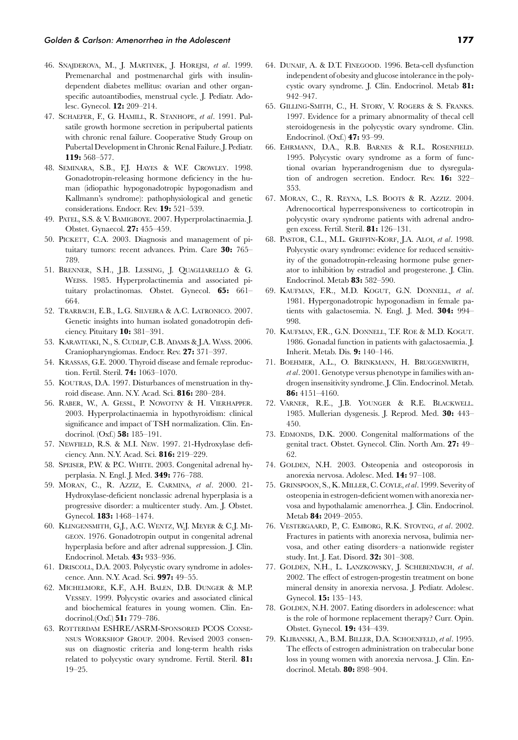46. Snajderova, M., J. Martinek, J. Horejsi, *et al*. 1999. Premenarchal and postmenarchal girls with insulin-dependent diabetes mellitus: ovarian and other organ-specific autoantibodies, menstrual cycle. J. Pediatr. Adolesc. Gynecol. **12:** 209–214.

47. Schaefer, F., G. Hamill, R. Stanhope, *et al*. 1991. Pulsatile growth hormone secretion in peripubertal patients with chronic renal failure. Cooperative Study Group on Pubertal Development in Chronic Renal Failure. J. Pediatr. **119:** 568–577.

48. Seminara, S.B., F.J. Hayes & W.F. Crowley. 1998. Gonadotropin-releasing hormone deficiency in the human (idiopathic hypogonadotropic hypogonadism and Kallmann's syndrome): pathophysiological and genetic considerations. Endocr. Rev. **19:** 521–539.

49. Patel, S.S. & V. Bamigboye. 2007. Hyperprolactinaemia. J. Obstet. Gynaecol. **27:** 455–459.

50. Pickett, C.A. 2003. Diagnosis and management of pituitary tumors: recent advances. Prim. Care **30:** 765–789.

51. Brenner, S.H., J.B. Lessing, J. Quagliarello & G. Weiss. 1985. Hyperprolactinemia and associated pituitary prolactinomas. Obstet. Gynecol. **65:** 661–664.

52. Trarbach, E.B., L.G. Silveira & A.C. Latronico. 2007. Genetic insights into human isolated gonadotropin deficiency. Pituitary **10:** 381–391.

53. Karavitaki, N., S. Cudlip, C.B. Adams & J.A. Wass. 2006. Craniopharyngiomas. Endocr. Rev. **27:** 371–397.

54. Krassas, G.E. 2000. Thyroid disease and female reproduction. Fertil. Steril. **74:** 1063–1070.

55. Koutras, D.A. 1997. Disturbances of menstruation in thyroid disease. Ann. N.Y. Acad. Sci. **816:** 280–284.

56. Raber, W., A. Gessl, P. Nowotny & H. Vierhapper. 2003. Hyperprolactinaemia in hypothyroidism: clinical significance and impact of TSH normalization. Clin. Endocrinol. (Oxf.) **58:** 185–191.

57. Newfield, R.S. & M.I. New. 1997. 21-Hydroxylase deficiency. Ann. N.Y. Acad. Sci. **816:** 219–229.

58. Speiser, P.W. & P.C. White. 2003. Congenital adrenal hyperplasia. N. Engl. J. Med. **349:** 776–788.

59. Moran, C., R. Azziz, E. Carmina, *et al*. 2000. 21-Hydroxylase-deficient nonclassic adrenal hyperplasia is a progressive disorder: a multicenter study. Am. J. Obstet. Gynecol. **183:** 1468–1474.

60. Klingensmith, G.J., A.C. Wentz, W.J. Meyer & C.J. Migeon. 1976. Gonadotropin output in congenital adrenal hyperplasia before and after adrenal suppression. J. Clin. Endocrinol. Metab. **43:** 933–936.

61. Driscoll, D.A. 2003. Polycystic ovary syndrome in adolescence. Ann. N.Y. Acad. Sci. **997:** 49–55.

62. Michelmore, K.F., A.H. Balen, D.B. Dunger & M.P. Vessey. 1999. Polycystic ovaries and associated clinical and biochemical features in young women. Clin. Endocrinol.(Oxf.) **51:** 779–786.

63. Rotterdam ESHRE/ASRM-Sponsored PCOS Consensus Workshop Group. 2004. Revised 2003 consensus on diagnostic criteria and long-term health risks related to polycystic ovary syndrome. Fertil. Steril. **81:** 19–25.

64. Dunaif, A. & D.T. Finegood. 1996. Beta-cell dysfunction independent of obesity and glucose intolerance in the polycystic ovary syndrome. J. Clin. Endocrinol. Metab **81:** 942–947.

65. Gilling-Smith, C., H. Story, V. Rogers & S. Franks. 1997. Evidence for a primary abnormality of thecal cell steroidogenesis in the polycystic ovary syndrome. Clin. Endocrinol. (Oxf.) **47:** 93–99.

66. Ehrmann, D.A., R.B. Barnes & R.L. Rosenfield. 1995. Polycystic ovary syndrome as a form of functional ovarian hyperandrogenism due to dysregulation of androgen secretion. Endocr. Rev. **16:** 322–353.

67. Moran, C., R. Reyna, L.S. Boots & R. Azziz. 2004. Adrenocortical hyperresponsiveness to corticotropin in polycystic ovary syndrome patients with adrenal androgen excess. Fertil. Steril. **81:** 126–131.

68. Pastor, C.L., M.L. Griffin-Korf, J.A. Aloi, *et al*. 1998. Polycystic ovary syndrome: evidence for reduced sensitivity of the gonadotropin-releasing hormone pulse generator to inhibition by estradiol and progesterone. J. Clin. Endocrinol. Metab **83:** 582–590.

69. Kaufman, F.R., M.D. Kogut, G.N. Donnell, *et al*. 1981. Hypergonadotropic hypogonadism in female patients with galactosemia. N. Engl. J. Med. **304:** 994–998.

70. Kaufman, F.R., G.N. Donnell, T.F. Roe & M.D. Kogut. 1986. Gonadal function in patients with galactosaemia. J. Inherit. Metab. Dis. **9:** 140–146.

71. Boehmer, A.L., O. Brinkmann, H. Bruggenwirth, *et al*. 2001. Genotype versus phenotype in families with androgen insensitivity syndrome. J. Clin. Endocrinol. Metab. **86:** 4151–4160.

72. Varner, R.E., J.B. Younger & R.E. Blackwell. 1985. Mullerian dysgenesis. J. Reprod. Med. **30:** 443–450.

73. Edmonds, D.K. 2000. Congenital malformations of the genital tract. Obstet. Gynecol. Clin. North Am. **27:** 49–62.

74. Golden, N.H. 2003. Osteopenia and osteoporosis in anorexia nervosa. Adolesc. Med. **14:** 97–108.

75. Grinspoon, S., K. Miller, C. Coyle, *et al*. 1999. Severity of osteopenia in estrogen-deficient women with anorexia nervosa and hypothalamic amenorrhea. J. Clin. Endocrinol. Metab **84:** 2049–2055.

76. Vestergaard, P., C. Emborg, R.K. Stoving, *et al*. 2002. Fractures in patients with anorexia nervosa, bulimia nervosa, and other eating disorders–a nationwide register study. Int. J. Eat. Disord. **32:** 301–308.

77. Golden, N.H., L. Lanzkowsky, J. Schebendach, *et al*. 2002. The effect of estrogen-progestin treatment on bone mineral density in anorexia nervosa. J. Pediatr. Adolesc. Gynecol. **15:** 135–143.

78. Golden, N.H. 2007. Eating disorders in adolescence: what is the role of hormone replacement therapy? Curr. Opin. Obstet. Gynecol. **19:** 434–439.

79. Klibanski, A., B.M. Biller, D.A. Schoenfeld, *et al*. 1995. The effects of estrogen administration on trabecular bone loss in young women with anorexia nervosa. J. Clin. Endocrinol. Metab. **80:** 898–904.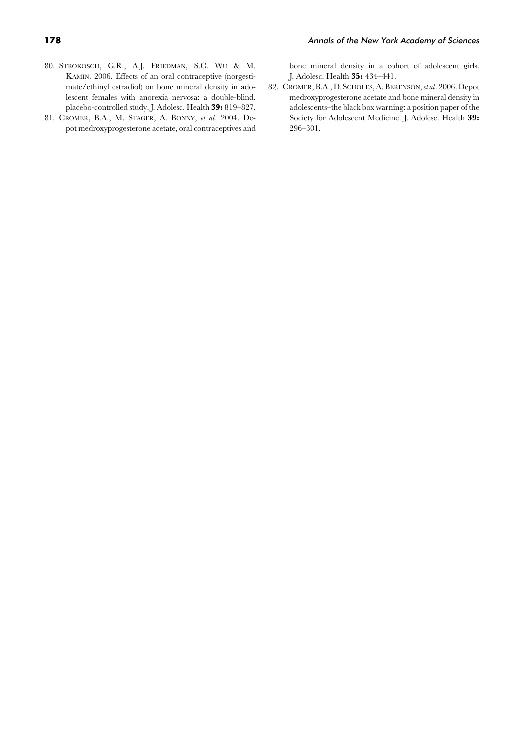80. Strokosch, G.R., A.J. Friedman, S.C. Wu & M. Kamin. 2006. Effects of an oral contraceptive (norgestimate/ethinyl estradiol) on bone mineral density in adolescent females with anorexia nervosa: a double-blind, placebo-controlled study. J. Adolesc. Health **39:** 819–827.
81. Cromer, B.A., M. Stager, A. Bonny, *et al*. 2004. Depot medroxyprogesterone acetate, oral contraceptives and bone mineral density in a cohort of adolescent girls. J. Adolesc. Health **35:** 434–441.
82. Cromer, B.A., D. Scholes, A. Berenson, *et al*. 2006. Depot medroxyprogesterone acetate and bone mineral density in adolescents–the black box warning: a position paper of the Society for Adolescent Medicine. J. Adolesc. Health **39:** 296–301.